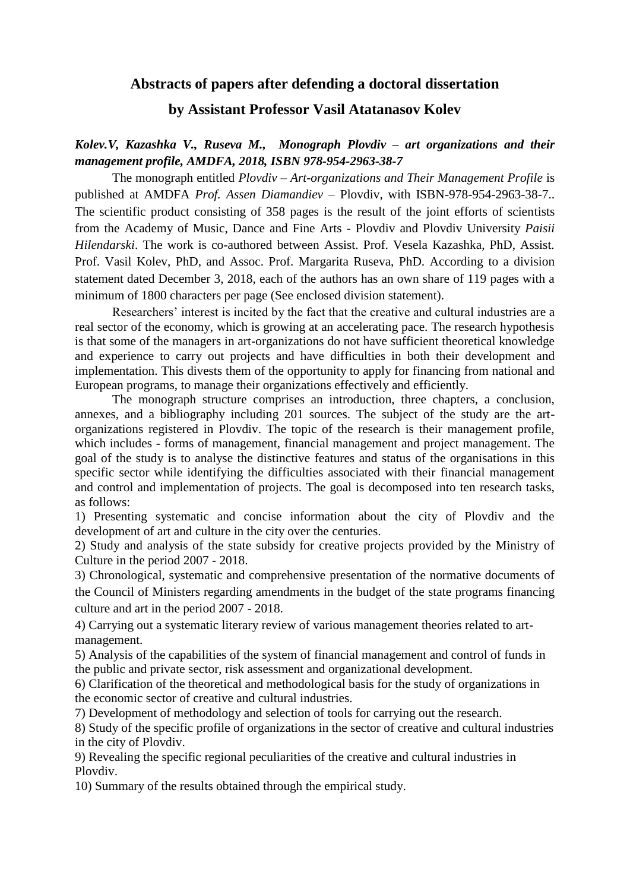## Abstracts of papers after defending a doctoral dissertation

## by Assistant Professor Vasil Atatanasov Kolev

***Kolev.V, Kazashka V., Ruseva M., Monograph Plovdiv – art organizations and their management profile, AMDFA, 2018, ISBN 978-954-2963-38-7***

The monograph entitled *Plovdiv – Art-organizations and Their Management Profile* is published at AMDFA *Prof. Assen Diamandiev* – Plovdiv, with ISBN-978-954-2963-38-7.. The scientific product consisting of 358 pages is the result of the joint efforts of scientists from the Academy of Music, Dance and Fine Arts - Plovdiv and Plovdiv University *Paisii Hilendarski*. The work is co-authored between Assist. Prof. Vesela Kazashka, PhD, Assist. Prof. Vasil Kolev, PhD, and Assoc. Prof. Margarita Ruseva, PhD. According to a division statement dated December 3, 2018, each of the authors has an own share of 119 pages with a minimum of 1800 characters per page (See enclosed division statement).

Researchers' interest is incited by the fact that the creative and cultural industries are a real sector of the economy, which is growing at an accelerating pace. The research hypothesis is that some of the managers in art-organizations do not have sufficient theoretical knowledge and experience to carry out projects and have difficulties in both their development and implementation. This divests them of the opportunity to apply for financing from national and European programs, to manage their organizations effectively and efficiently.

The monograph structure comprises an introduction, three chapters, a conclusion, annexes, and a bibliography including 201 sources. The subject of the study are the art-organizations registered in Plovdiv. The topic of the research is their management profile, which includes - forms of management, financial management and project management. The goal of the study is to analyse the distinctive features and status of the organisations in this specific sector while identifying the difficulties associated with their financial management and control and implementation of projects. The goal is decomposed into ten research tasks, as follows:

1) Presenting systematic and concise information about the city of Plovdiv and the development of art and culture in the city over the centuries.
2) Study and analysis of the state subsidy for creative projects provided by the Ministry of Culture in the period 2007 - 2018.
3) Chronological, systematic and comprehensive presentation of the normative documents of the Council of Ministers regarding amendments in the budget of the state programs financing culture and art in the period 2007 - 2018.
4) Carrying out a systematic literary review of various management theories related to art-management.
5) Analysis of the capabilities of the system of financial management and control of funds in the public and private sector, risk assessment and organizational development.
6) Clarification of the theoretical and methodological basis for the study of organizations in the economic sector of creative and cultural industries.
7) Development of methodology and selection of tools for carrying out the research.
8) Study of the specific profile of organizations in the sector of creative and cultural industries in the city of Plovdiv.
9) Revealing the specific regional peculiarities of the creative and cultural industries in Plovdiv.
10) Summary of the results obtained through the empirical study.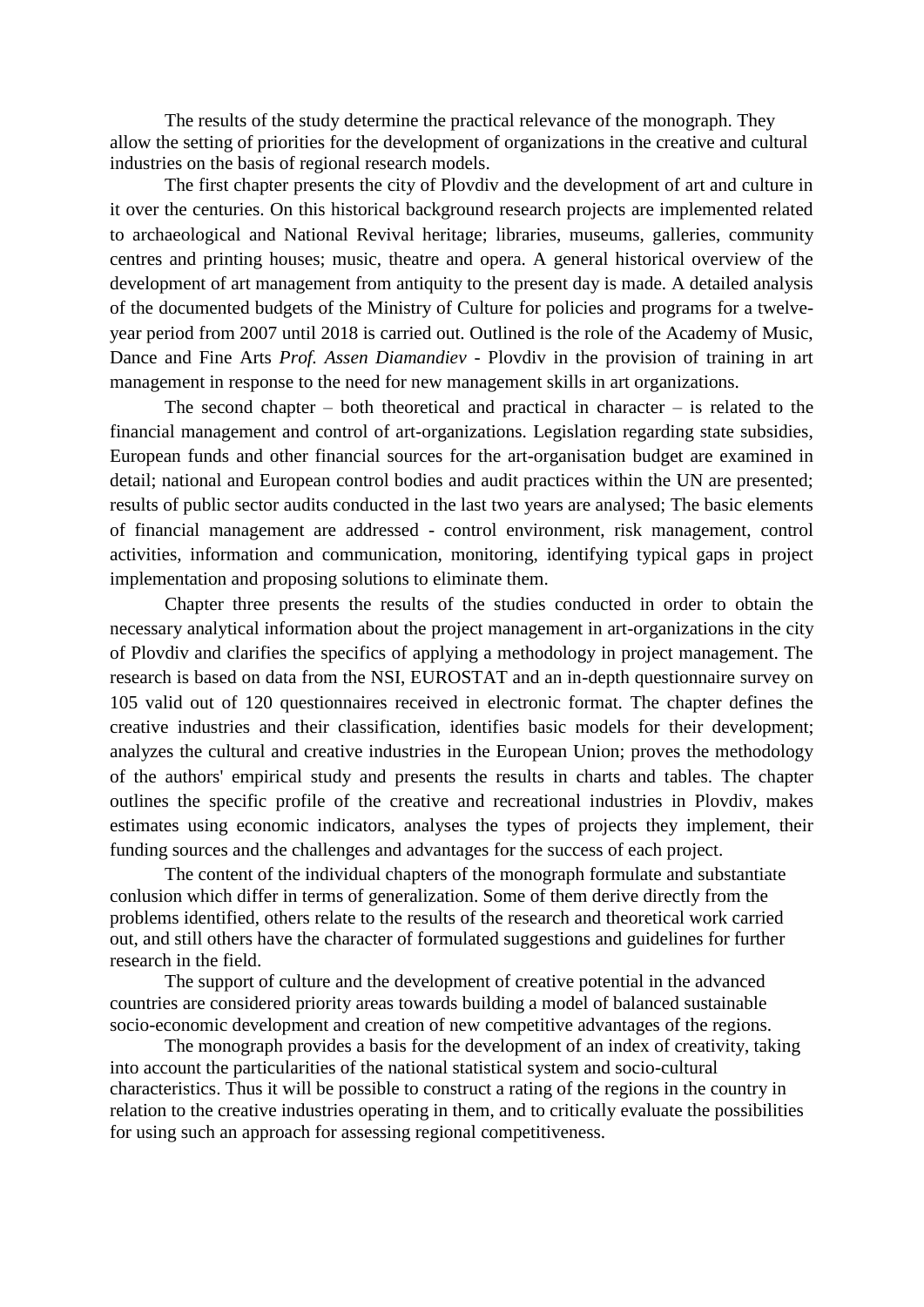The results of the study determine the practical relevance of the monograph. They allow the setting of priorities for the development of organizations in the creative and cultural industries on the basis of regional research models.

The first chapter presents the city of Plovdiv and the development of art and culture in it over the centuries. On this historical background research projects are implemented related to archaeological and National Revival heritage; libraries, museums, galleries, community centres and printing houses; music, theatre and opera. A general historical overview of the development of art management from antiquity to the present day is made. A detailed analysis of the documented budgets of the Ministry of Culture for policies and programs for a twelve-year period from 2007 until 2018 is carried out. Outlined is the role of the Academy of Music, Dance and Fine Arts *Prof. Assen Diamandiev* - Plovdiv in the provision of training in art management in response to the need for new management skills in art organizations.

The second chapter – both theoretical and practical in character – is related to the financial management and control of art-organizations. Legislation regarding state subsidies, European funds and other financial sources for the art-organisation budget are examined in detail; national and European control bodies and audit practices within the UN are presented; results of public sector audits conducted in the last two years are analysed; The basic elements of financial management are addressed - control environment, risk management, control activities, information and communication, monitoring, identifying typical gaps in project implementation and proposing solutions to eliminate them.

Chapter three presents the results of the studies conducted in order to obtain the necessary analytical information about the project management in art-organizations in the city of Plovdiv and clarifies the specifics of applying a methodology in project management. The research is based on data from the NSI, EUROSTAT and an in-depth questionnaire survey on 105 valid out of 120 questionnaires received in electronic format. The chapter defines the creative industries and their classification, identifies basic models for their development; analyzes the cultural and creative industries in the European Union; proves the methodology of the authors' empirical study and presents the results in charts and tables. The chapter outlines the specific profile of the creative and recreational industries in Plovdiv, makes estimates using economic indicators, analyses the types of projects they implement, their funding sources and the challenges and advantages for the success of each project.

The content of the individual chapters of the monograph formulate and substantiate conlusion which differ in terms of generalization. Some of them derive directly from the problems identified, others relate to the results of the research and theoretical work carried out, and still others have the character of formulated suggestions and guidelines for further research in the field.

The support of culture and the development of creative potential in the advanced countries are considered priority areas towards building a model of balanced sustainable socio-economic development and creation of new competitive advantages of the regions.

The monograph provides a basis for the development of an index of creativity, taking into account the particularities of the national statistical system and socio-cultural characteristics. Thus it will be possible to construct a rating of the regions in the country in relation to the creative industries operating in them, and to critically evaluate the possibilities for using such an approach for assessing regional competitiveness.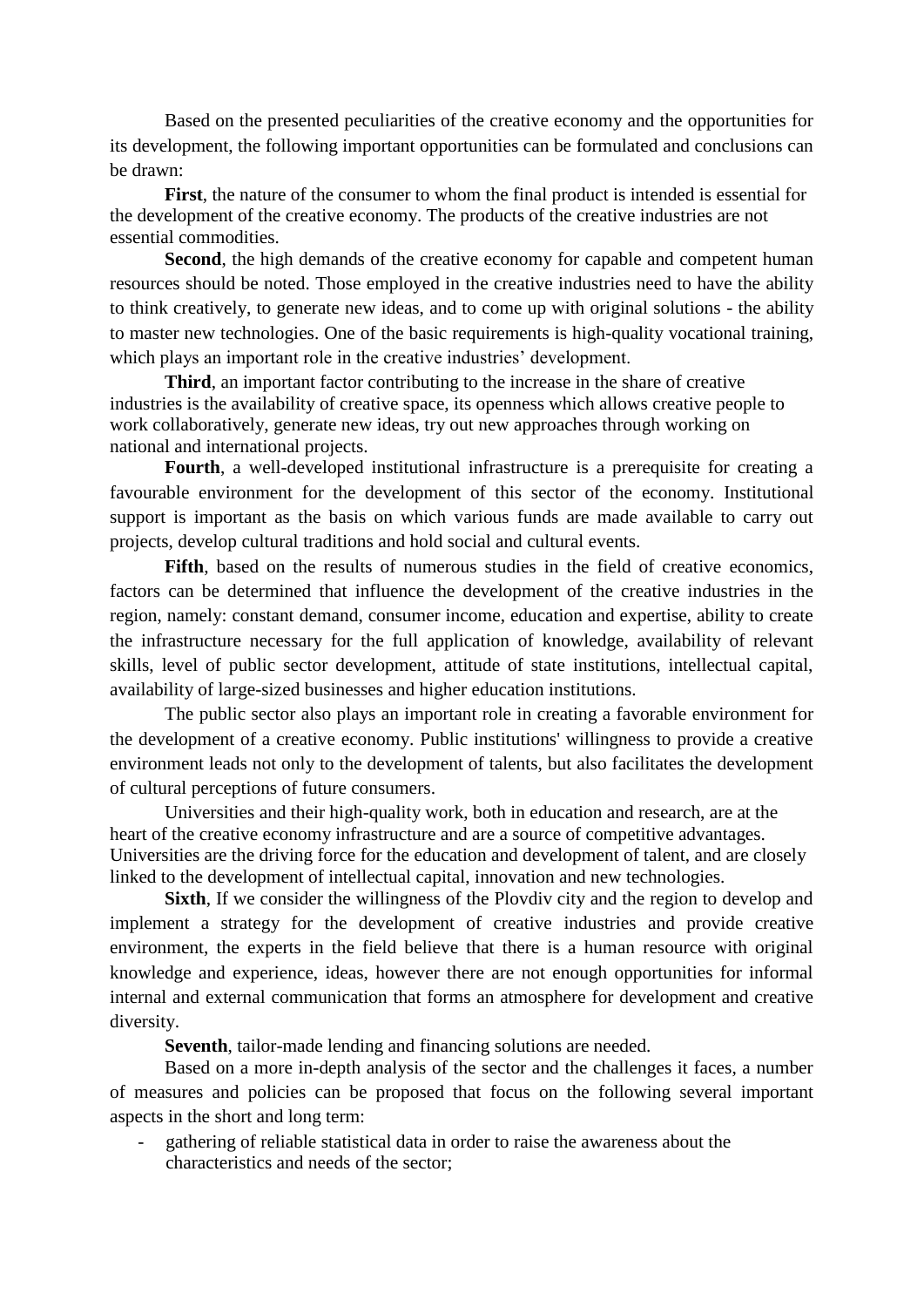Based on the presented peculiarities of the creative economy and the opportunities for its development, the following important opportunities can be formulated and conclusions can be drawn:

**First**, the nature of the consumer to whom the final product is intended is essential for the development of the creative economy. The products of the creative industries are not essential commodities.

**Second**, the high demands of the creative economy for capable and competent human resources should be noted. Those employed in the creative industries need to have the ability to think creatively, to generate new ideas, and to come up with original solutions - the ability to master new technologies. One of the basic requirements is high-quality vocational training, which plays an important role in the creative industries' development.

**Third**, an important factor contributing to the increase in the share of creative industries is the availability of creative space, its openness which allows creative people to work collaboratively, generate new ideas, try out new approaches through working on national and international projects.

**Fourth**, a well-developed institutional infrastructure is a prerequisite for creating a favourable environment for the development of this sector of the economy. Institutional support is important as the basis on which various funds are made available to carry out projects, develop cultural traditions and hold social and cultural events.

**Fifth**, based on the results of numerous studies in the field of creative economics, factors can be determined that influence the development of the creative industries in the region, namely: constant demand, consumer income, education and expertise, ability to create the infrastructure necessary for the full application of knowledge, availability of relevant skills, level of public sector development, attitude of state institutions, intellectual capital, availability of large-sized businesses and higher education institutions.

The public sector also plays an important role in creating a favorable environment for the development of a creative economy. Public institutions' willingness to provide a creative environment leads not only to the development of talents, but also facilitates the development of cultural perceptions of future consumers.

Universities and their high-quality work, both in education and research, are at the heart of the creative economy infrastructure and are a source of competitive advantages. Universities are the driving force for the education and development of talent, and are closely linked to the development of intellectual capital, innovation and new technologies.

**Sixth**, If we consider the willingness of the Plovdiv city and the region to develop and implement a strategy for the development of creative industries and provide creative environment, the experts in the field believe that there is a human resource with original knowledge and experience, ideas, however there are not enough opportunities for informal internal and external communication that forms an atmosphere for development and creative diversity.

**Seventh**, tailor-made lending and financing solutions are needed.

Based on a more in-depth analysis of the sector and the challenges it faces, a number of measures and policies can be proposed that focus on the following several important aspects in the short and long term:

- gathering of reliable statistical data in order to raise the awareness about the characteristics and needs of the sector;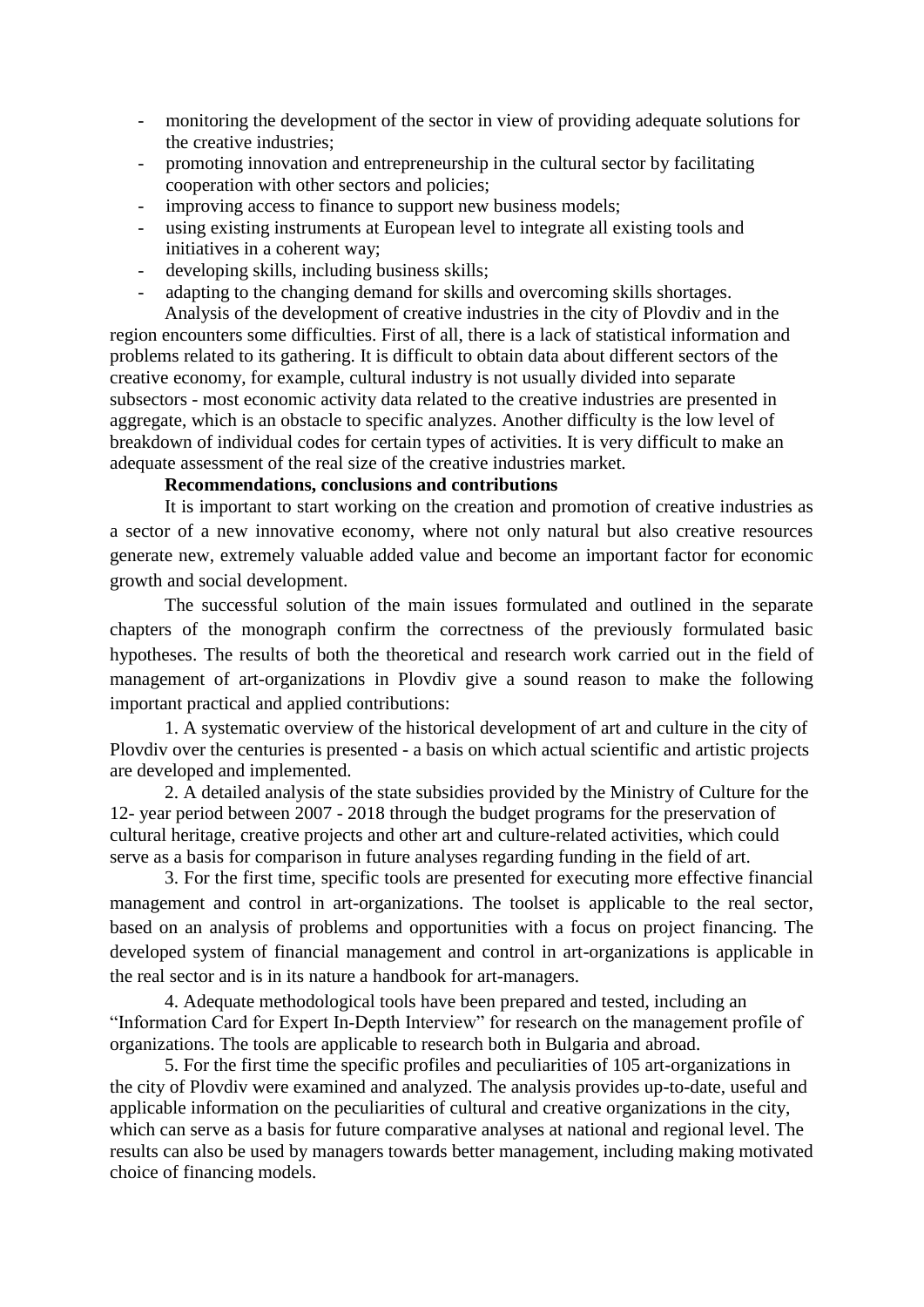- monitoring the development of the sector in view of providing adequate solutions for the creative industries;
- promoting innovation and entrepreneurship in the cultural sector by facilitating cooperation with other sectors and policies;
- improving access to finance to support new business models;
- using existing instruments at European level to integrate all existing tools and initiatives in a coherent way;
- developing skills, including business skills;
- adapting to the changing demand for skills and overcoming skills shortages.

Analysis of the development of creative industries in the city of Plovdiv and in the region encounters some difficulties. First of all, there is a lack of statistical information and problems related to its gathering. It is difficult to obtain data about different sectors of the creative economy, for example, cultural industry is not usually divided into separate subsectors - most economic activity data related to the creative industries are presented in aggregate, which is an obstacle to specific analyzes. Another difficulty is the low level of breakdown of individual codes for certain types of activities. It is very difficult to make an adequate assessment of the real size of the creative industries market.

**Recommendations, conclusions and contributions**

It is important to start working on the creation and promotion of creative industries as a sector of a new innovative economy, where not only natural but also creative resources generate new, extremely valuable added value and become an important factor for economic growth and social development.

The successful solution of the main issues formulated and outlined in the separate chapters of the monograph confirm the correctness of the previously formulated basic hypotheses. The results of both the theoretical and research work carried out in the field of management of art-organizations in Plovdiv give a sound reason to make the following important practical and applied contributions:

1. A systematic overview of the historical development of art and culture in the city of Plovdiv over the centuries is presented - a basis on which actual scientific and artistic projects are developed and implemented.

2. A detailed analysis of the state subsidies provided by the Ministry of Culture for the 12- year period between 2007 - 2018 through the budget programs for the preservation of cultural heritage, creative projects and other art and culture-related activities, which could serve as a basis for comparison in future analyses regarding funding in the field of art.

3. For the first time, specific tools are presented for executing more effective financial management and control in art-organizations. The toolset is applicable to the real sector, based on an analysis of problems and opportunities with a focus on project financing. The developed system of financial management and control in art-organizations is applicable in the real sector and is in its nature a handbook for art-managers.

4. Adequate methodological tools have been prepared and tested, including an "Information Card for Expert In-Depth Interview" for research on the management profile of organizations. The tools are applicable to research both in Bulgaria and abroad.

5. For the first time the specific profiles and peculiarities of 105 art-organizations in the city of Plovdiv were examined and analyzed. The analysis provides up-to-date, useful and applicable information on the peculiarities of cultural and creative organizations in the city, which can serve as a basis for future comparative analyses at national and regional level. The results can also be used by managers towards better management, including making motivated choice of financing models.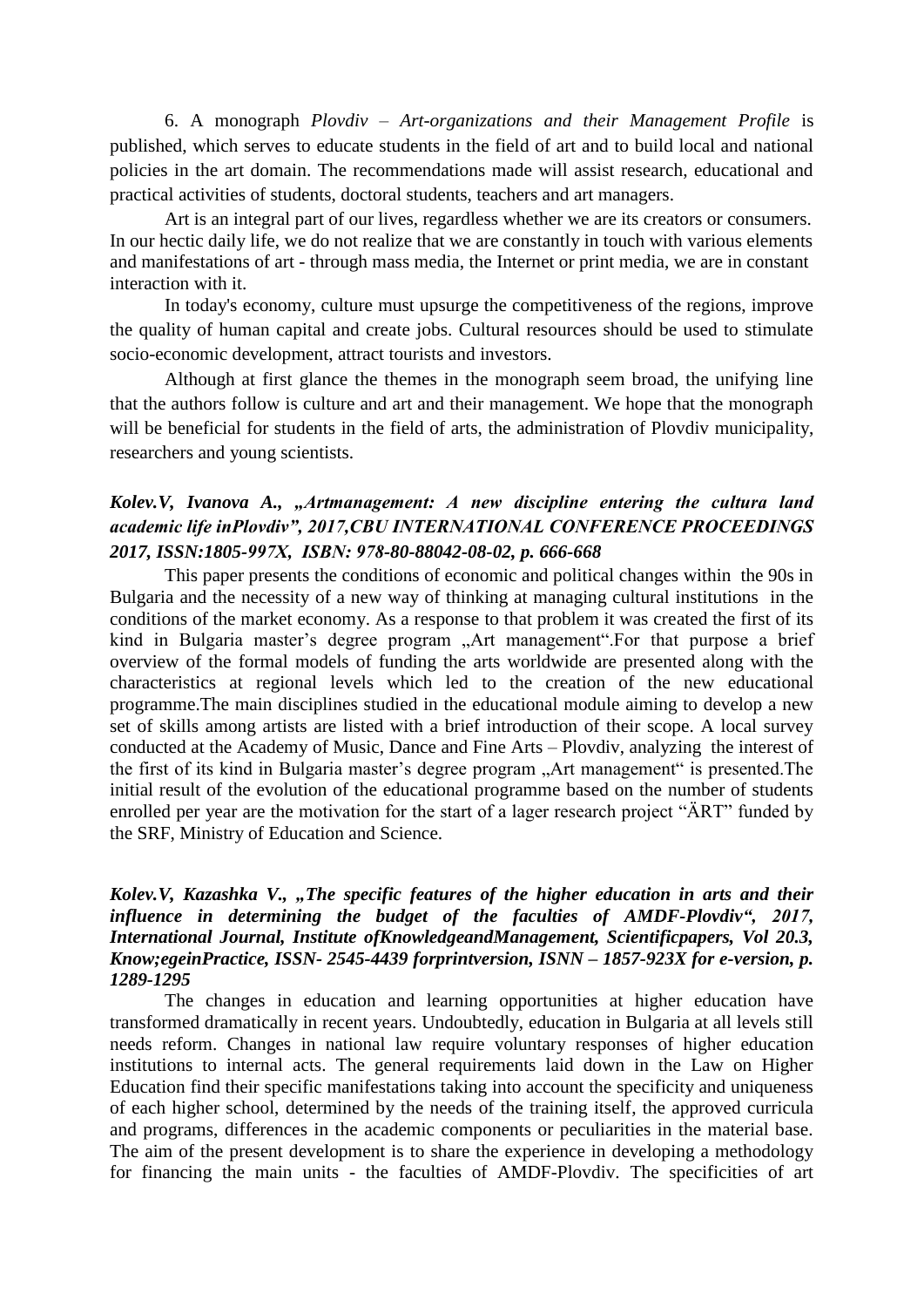6. A monograph *Plovdiv – Art-organizations and their Management Profile* is published, which serves to educate students in the field of art and to build local and national policies in the art domain. The recommendations made will assist research, educational and practical activities of students, doctoral students, teachers and art managers.

Art is an integral part of our lives, regardless whether we are its creators or consumers. In our hectic daily life, we do not realize that we are constantly in touch with various elements and manifestations of art - through mass media, the Internet or print media, we are in constant interaction with it.

In today's economy, culture must upsurge the competitiveness of the regions, improve the quality of human capital and create jobs. Cultural resources should be used to stimulate socio-economic development, attract tourists and investors.

Although at first glance the themes in the monograph seem broad, the unifying line that the authors follow is culture and art and their management. We hope that the monograph will be beneficial for students in the field of arts, the administration of Plovdiv municipality, researchers and young scientists.

***Kolev.V, Ivanova A., „Artmanagement: A new discipline entering the cultura land academic life inPlovdiv", 2017,CBU INTERNATIONAL CONFERENCE PROCEEDINGS 2017, ISSN:1805-997X, ISBN: 978-80-88042-08-02, p. 666-668***

This paper presents the conditions of economic and political changes within the 90s in Bulgaria and the necessity of a new way of thinking at managing cultural institutions in the conditions of the market economy. As a response to that problem it was created the first of its kind in Bulgaria master's degree program „Art management".For that purpose a brief overview of the formal models of funding the arts worldwide are presented along with the characteristics at regional levels which led to the creation of the new educational programme.The main disciplines studied in the educational module aiming to develop a new set of skills among artists are listed with a brief introduction of their scope. A local survey conducted at the Academy of Music, Dance and Fine Arts – Plovdiv, analyzing the interest of the first of its kind in Bulgaria master's degree program „Art management" is presented.The initial result of the evolution of the educational programme based on the number of students enrolled per year are the motivation for the start of a lager research project "ÄRT" funded by the SRF, Ministry of Education and Science.

***Kolev.V, Kazashka V., „The specific features of the higher education in arts and their influence in determining the budget of the faculties of AMDF-Plovdiv", 2017, International Journal, Institute ofKnowledgeandManagement, Scientificpapers, Vol 20.3, Know;egeinPractice, ISSN- 2545-4439 forprintversion, ISNN – 1857-923X for e-version, p. 1289-1295***

The changes in education and learning opportunities at higher education have transformed dramatically in recent years. Undoubtedly, education in Bulgaria at all levels still needs reform. Changes in national law require voluntary responses of higher education institutions to internal acts. The general requirements laid down in the Law on Higher Education find their specific manifestations taking into account the specificity and uniqueness of each higher school, determined by the needs of the training itself, the approved curricula and programs, differences in the academic components or peculiarities in the material base. The aim of the present development is to share the experience in developing a methodology for financing the main units - the faculties of AMDF-Plovdiv. The specificities of art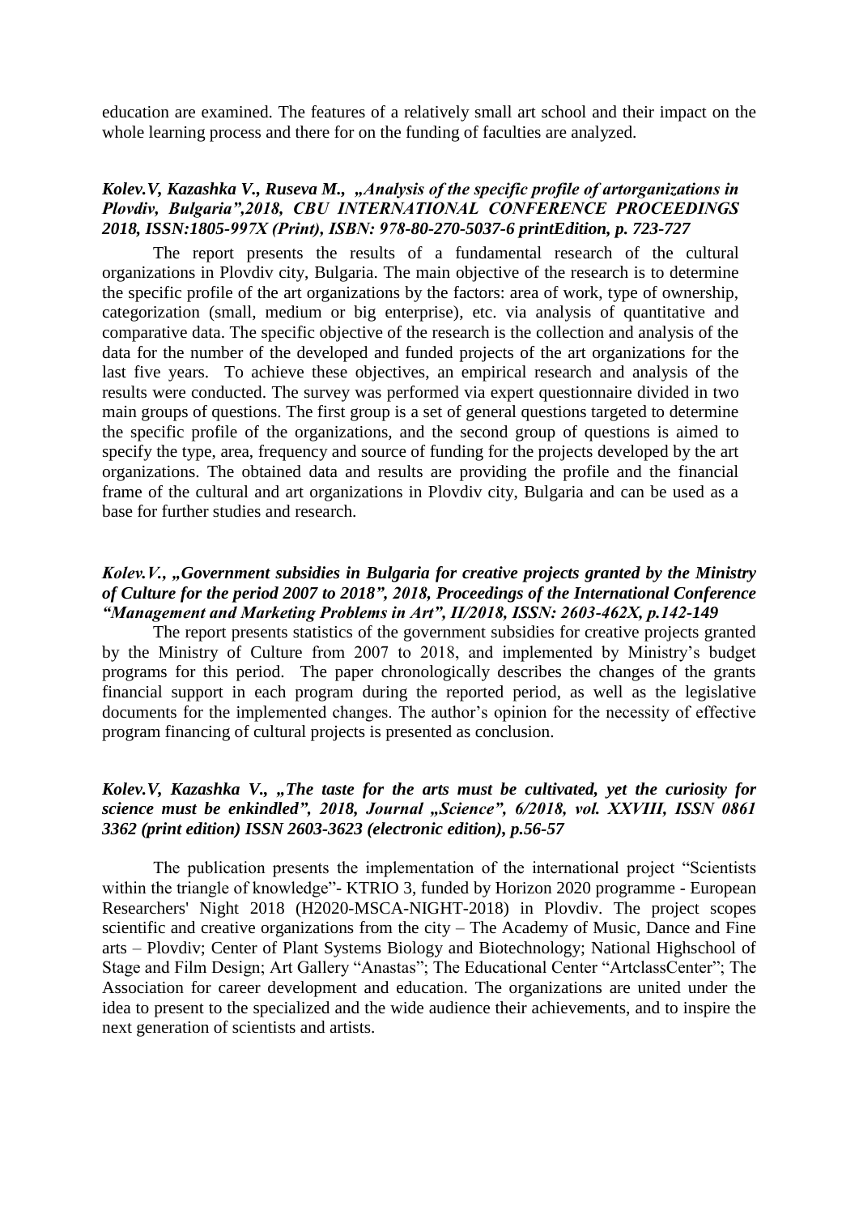education are examined. The features of a relatively small art school and their impact on the whole learning process and there for on the funding of faculties are analyzed.

***Kolev.V, Kazashka V., Ruseva M., „Analysis of the specific profile of artorganizations in Plovdiv, Bulgaria",2018, CBU INTERNATIONAL CONFERENCE PROCEEDINGS 2018, ISSN:1805-997X (Print), ISBN: 978-80-270-5037-6 printEdition, p. 723-727***

The report presents the results of a fundamental research of the cultural organizations in Plovdiv city, Bulgaria. The main objective of the research is to determine the specific profile of the art organizations by the factors: area of work, type of ownership, categorization (small, medium or big enterprise), etc. via analysis of quantitative and comparative data. The specific objective of the research is the collection and analysis of the data for the number of the developed and funded projects of the art organizations for the last five years. To achieve these objectives, an empirical research and analysis of the results were conducted. The survey was performed via expert questionnaire divided in two main groups of questions. The first group is a set of general questions targeted to determine the specific profile of the organizations, and the second group of questions is aimed to specify the type, area, frequency and source of funding for the projects developed by the art organizations. The obtained data and results are providing the profile and the financial frame of the cultural and art organizations in Plovdiv city, Bulgaria and can be used as a base for further studies and research.

***Kolev.V., „Government subsidies in Bulgaria for creative projects granted by the Ministry of Culture for the period 2007 to 2018", 2018, Proceedings of the International Conference "Management and Marketing Problems in Art", II/2018, ISSN: 2603-462X, p.142-149***

The report presents statistics of the government subsidies for creative projects granted by the Ministry of Culture from 2007 to 2018, and implemented by Ministry's budget programs for this period. The paper chronologically describes the changes of the grants financial support in each program during the reported period, as well as the legislative documents for the implemented changes. The author's opinion for the necessity of effective program financing of cultural projects is presented as conclusion.

***Kolev.V, Kazashka V., „The taste for the arts must be cultivated, yet the curiosity for science must be enkindled", 2018, Journal „Science", 6/2018, vol. XXVIII, ISSN 0861 3362 (print edition) ISSN 2603-3623 (electronic edition), p.56-57***

The publication presents the implementation of the international project "Scientists within the triangle of knowledge"- KTRIO 3, funded by Horizon 2020 programme - European Researchers' Night 2018 (H2020-MSCA-NIGHT-2018) in Plovdiv. The project scopes scientific and creative organizations from the city – The Academy of Music, Dance and Fine arts – Plovdiv; Center of Plant Systems Biology and Biotechnology; National Highschool of Stage and Film Design; Art Gallery "Anastas"; The Educational Center "ArtclassCenter"; The Association for career development and education. The organizations are united under the idea to present to the specialized and the wide audience their achievements, and to inspire the next generation of scientists and artists.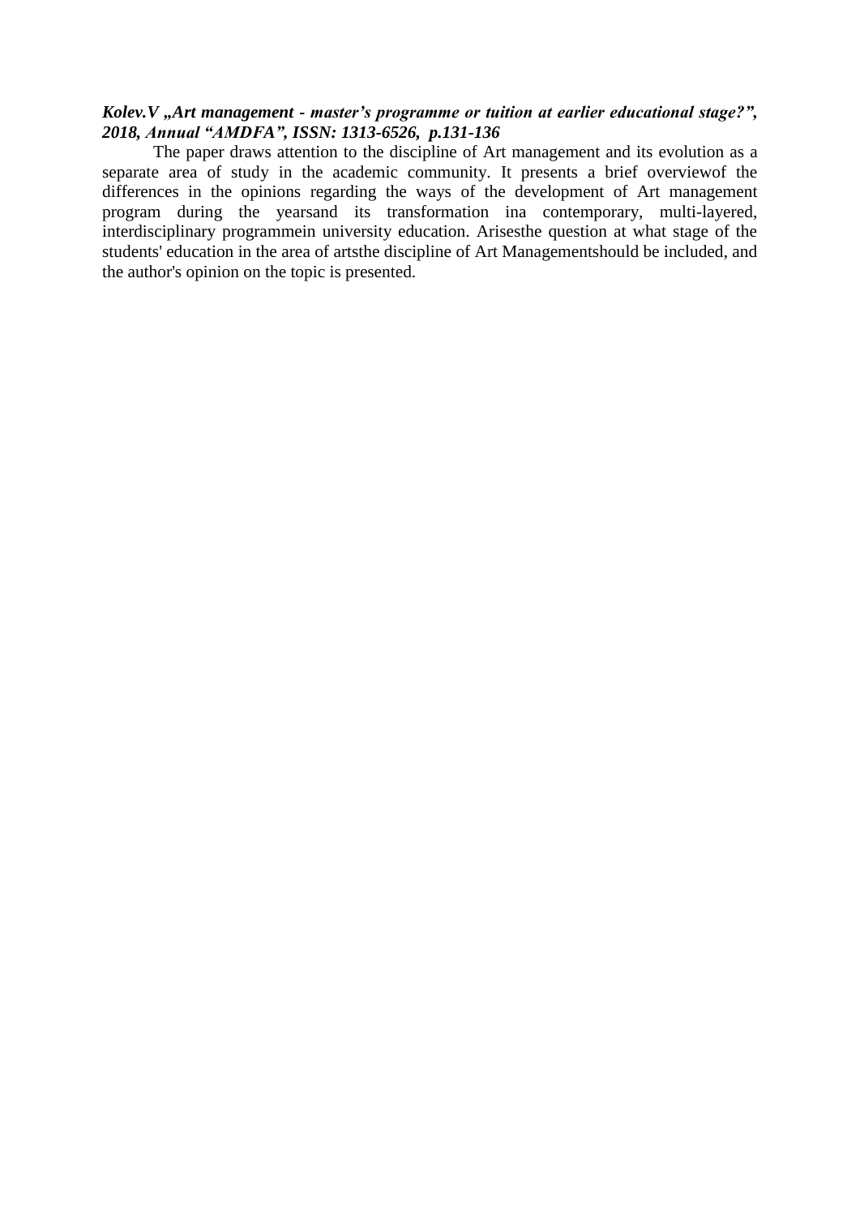***Kolev.V „Art management - master's programme or tuition at earlier educational stage?", 2018, Annual "AMDFA", ISSN: 1313-6526, p.131-136***

The paper draws attention to the discipline of Art management and its evolution as a separate area of study in the academic community. It presents a brief overviewof the differences in the opinions regarding the ways of the development of Art management program during the yearsand its transformation ina contemporary, multi-layered, interdisciplinary programmein university education. Arisesthe question at what stage of the students' education in the area of artsthe discipline of Art Managementshould be included, and the author's opinion on the topic is presented.